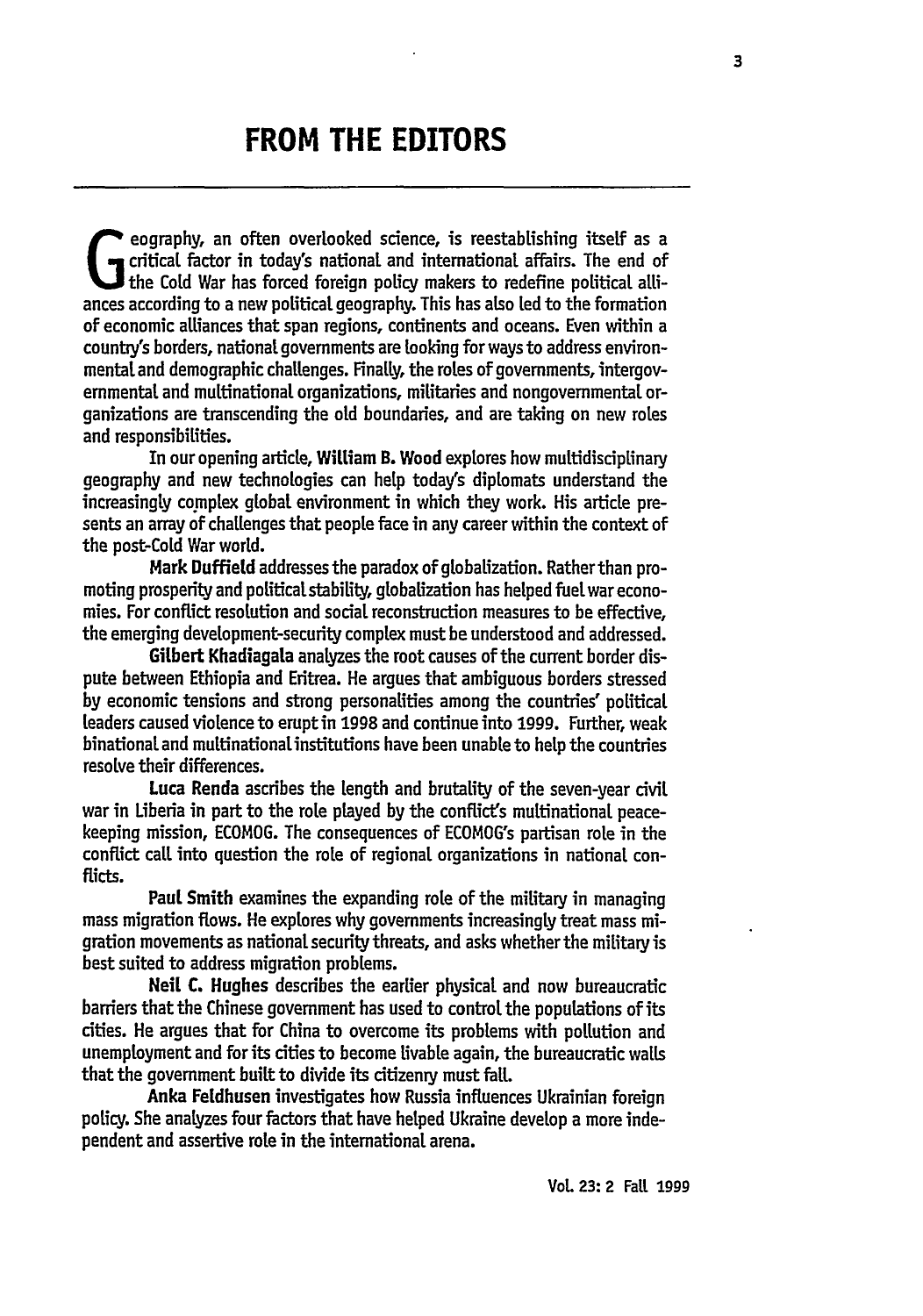# FROM THE EDITORS

Geography, an often overlooked science, is reestablishing itself as a critical factor in today's national and international affairs. The end of the Cold War has forced foreign policy makers to redefine political alliances according to a new political geography. This has also led to the formation of economic alliances that span regions, continents and oceans. Even within a country's borders, national governments are looking for ways to address environmental and demographic challenges. Finally, the roles of governments, intergovernmental and multinational organizations, militaries and nongovernmental organizations are transcending the old boundaries, and are taking on new roles and responsibilities.

In our opening article, **William B. Wood** explores how multidisciplinary geography and new technologies can help today's diplomats understand the increasingly complex global environment in which they work. His article presents an array of challenges that people face in any career within the context of the post-Cold War world.

**Mark Duffield** addresses the paradox of globalization. Rather than promoting prosperity and political stability, globalization has helped fuel war economies. For conflict resolution and social reconstruction measures to be effective, the emerging development-security complex must be understood and addressed.

**Gilbert Khadiagala** analyzes the root causes of the current border dispute between Ethiopia and Eritrea. He argues that ambiguous borders stressed by economic tensions and strong personalities among the countries' political leaders caused violence to erupt in 1998 and continue into 1999. Further, weak binational and multinational institutions have been unable to help the countries resolve their differences.

**Luca Renda** ascribes the length and brutality of the seven-year civil war in Liberia in part to the role played by the conflict's multinational peacekeeping mission, ECOMOG. The consequences of ECOMOG's partisan role in the conflict call into question the role of regional organizations in national conflicts.

**Paul Smith** examines the expanding role of the military in managing mass migration flows. He explores why governments increasingly treat mass migration movements as national security threats, and asks whether the military is best suited to address migration problems.

**Neil C. Hughes** describes the earlier physical and now bureaucratic barriers that the Chinese government has used to control the populations of its cities. He argues that for China to overcome its problems with pollution and unemployment and for its cities to become livable again, the bureaucratic walls that the government built to divide its citizenry must fall.

**Anka Feldhusen** investigates how Russia influences Ukrainian foreign policy. She analyzes four factors that have helped Ukraine develop a more independent and assertive role in the international arena.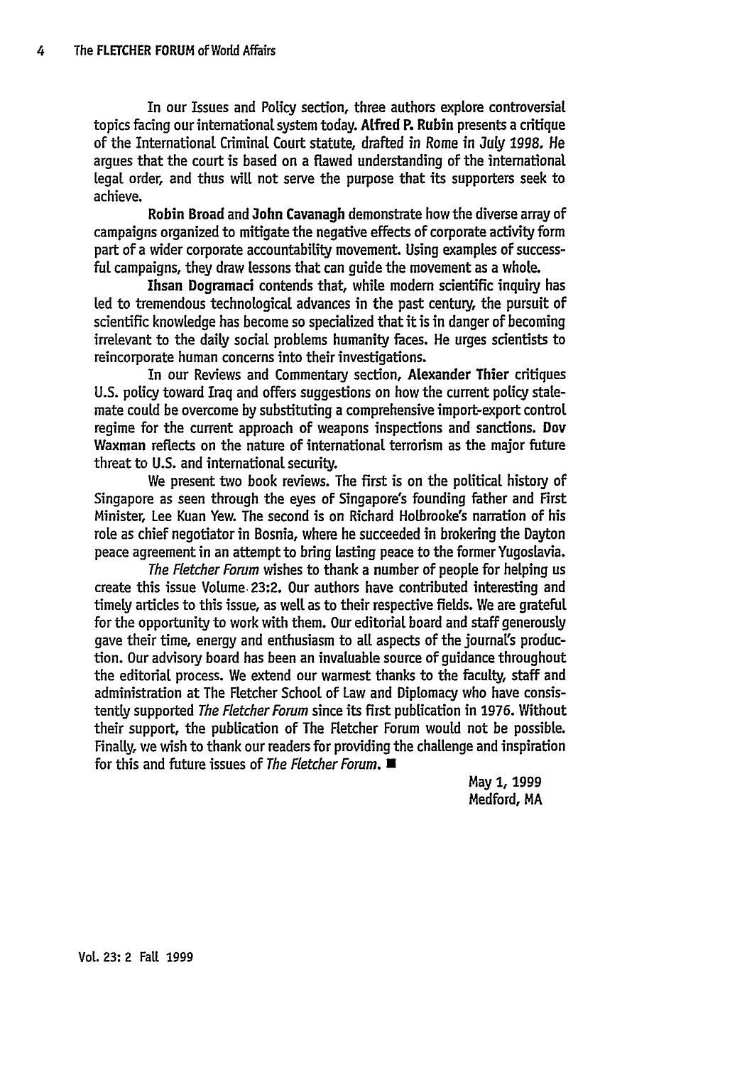In our Issues and Policy section, three authors explore controversial topics facing our international system today. **Alfred P. Rubin** presents a critique of the International Criminal Court statute, drafted in Rome in July 1998. He argues that the court is based on a flawed understanding of the international legal order, and thus will not serve the purpose that its supporters seek to achieve.

**Robin Broad** and **John Cavanagh** demonstrate how the diverse array of campaigns organized to mitigate the negative effects of corporate activity form part of a wider corporate accountability movement. Using examples of successful campaigns, they draw lessons that can guide the movement as a whole.

**Ihsan Dogramaci** contends that, while modern scientific inquiry has led to tremendous technological advances in the past century, the pursuit of scientific knowledge has become so specialized that it is in danger of becoming irrelevant to the daily social problems humanity faces. He urges scientists to reincorporate human concerns into their investigations.

In our Reviews and Commentary section, **Alexander Thier** critiques U.S. policy toward Iraq and offers suggestions on how the current policy stalemate could be overcome by substituting a comprehensive import-export control regime for the current approach of weapons inspections and sanctions. **Dov Waxman** reflects on the nature of international terrorism as the major future threat to U.S. and international security.

We present two book reviews. The first is on the political history of Singapore as seen through the eyes of Singapore's founding father and First Minister, Lee Kuan Yew. The second is on Richard Holbrooke's narration of his role as chief negotiator in Bosnia, where he succeeded in brokering the Dayton peace agreement in an attempt to bring lasting peace to the former Yugoslavia.

*The Fletcher Forum* wishes to thank a number of people for helping us create this issue Volume 23:2. Our authors have contributed interesting and timely articles to this issue, as well as to their respective fields. We are grateful for the opportunity to work with them. Our editorial board and staff generously gave their time, energy and enthusiasm to all aspects of the journal's production. Our advisory board has been an invaluable source of guidance throughout the editorial process. We extend our warmest thanks to the faculty, staff and administration at The Fletcher School of Law and Diplomacy who have consistently supported *The Fletcher Forum* since its first publication in 1976. Without their support, the publication of The Fletcher Forum would not be possible. Finally, we wish to thank our readers for providing the challenge and inspiration for this and future issues of *The Fletcher Forum*. ■

May 1, 1999
Medford, MA